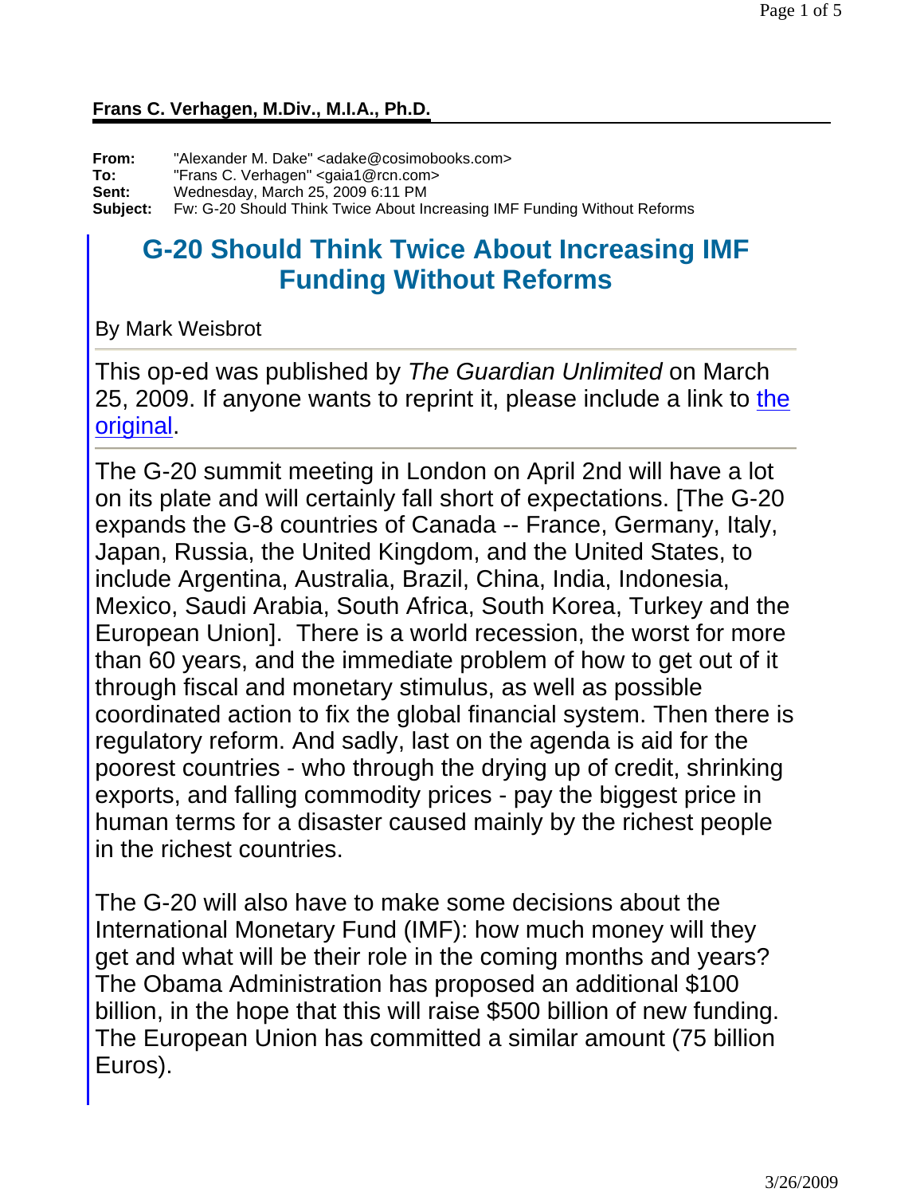**Frans C. Verhagen, M.Div., M.I.A., Ph.D.**

**From:** "Alexander M. Dake" <adake@cosimobooks.com>
**To:** "Frans C. Verhagen" <gaia1@rcn.com>
**Sent:** Wednesday, March 25, 2009 6:11 PM
**Subject:** Fw: G-20 Should Think Twice About Increasing IMF Funding Without Reforms

# G-20 Should Think Twice About Increasing IMF Funding Without Reforms

By Mark Weisbrot

---

This op-ed was published by *The Guardian Unlimited* on March 25, 2009. If anyone wants to reprint it, please include a link to the original.

---

The G-20 summit meeting in London on April 2nd will have a lot on its plate and will certainly fall short of expectations. [The G-20 expands the G-8 countries of Canada -- France, Germany, Italy, Japan, Russia, the United Kingdom, and the United States, to include Argentina, Australia, Brazil, China, India, Indonesia, Mexico, Saudi Arabia, South Africa, South Korea, Turkey and the European Union]. There is a world recession, the worst for more than 60 years, and the immediate problem of how to get out of it through fiscal and monetary stimulus, as well as possible coordinated action to fix the global financial system. Then there is regulatory reform. And sadly, last on the agenda is aid for the poorest countries - who through the drying up of credit, shrinking exports, and falling commodity prices - pay the biggest price in human terms for a disaster caused mainly by the richest people in the richest countries.

The G-20 will also have to make some decisions about the International Monetary Fund (IMF): how much money will they get and what will be their role in the coming months and years? The Obama Administration has proposed an additional $100 billion, in the hope that this will raise $500 billion of new funding. The European Union has committed a similar amount (75 billion Euros).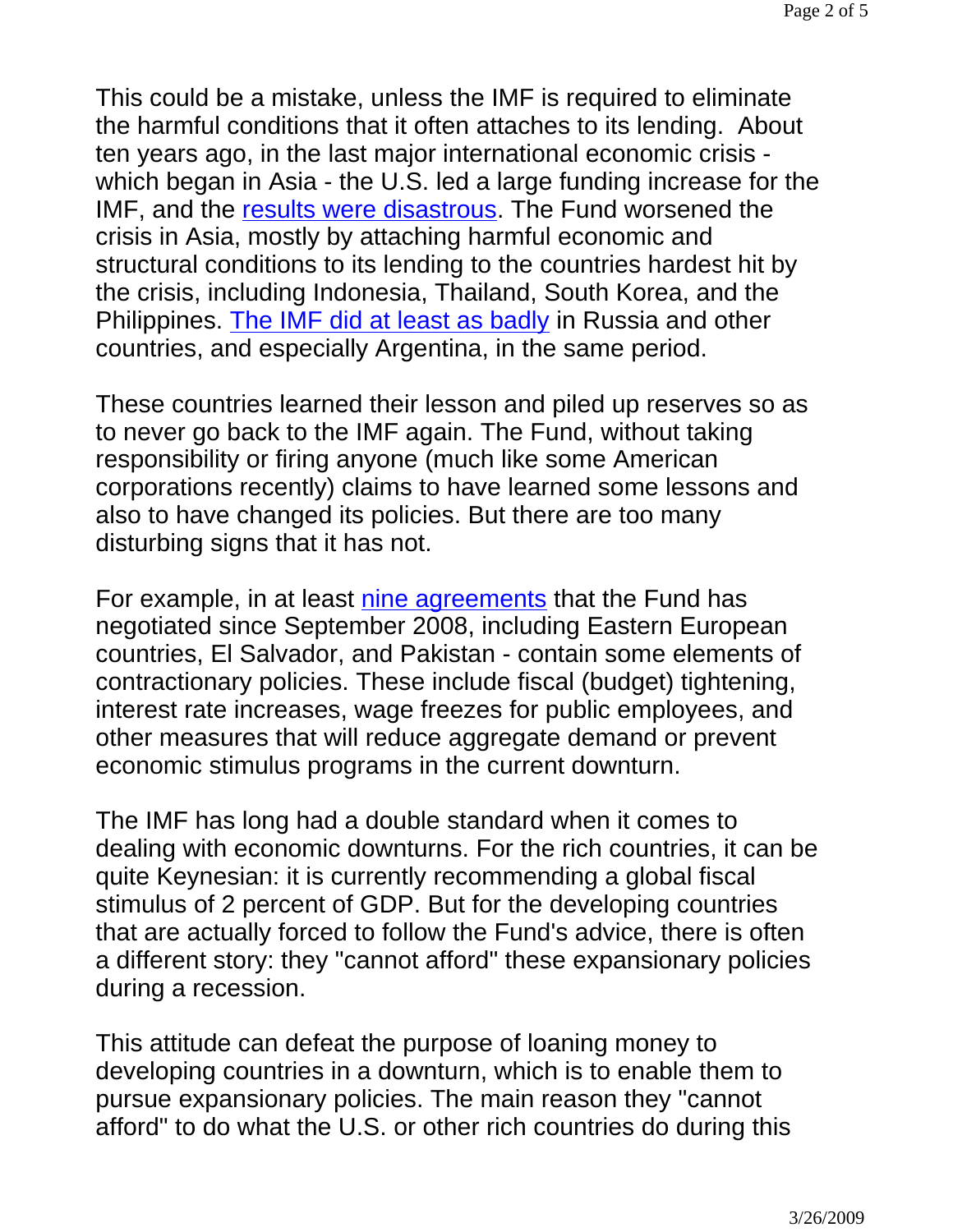This could be a mistake, unless the IMF is required to eliminate the harmful conditions that it often attaches to its lending. About ten years ago, in the last major international economic crisis - which began in Asia - the U.S. led a large funding increase for the IMF, and the results were disastrous. The Fund worsened the crisis in Asia, mostly by attaching harmful economic and structural conditions to its lending to the countries hardest hit by the crisis, including Indonesia, Thailand, South Korea, and the Philippines. The IMF did at least as badly in Russia and other countries, and especially Argentina, in the same period.

These countries learned their lesson and piled up reserves so as to never go back to the IMF again. The Fund, without taking responsibility or firing anyone (much like some American corporations recently) claims to have learned some lessons and also to have changed its policies. But there are too many disturbing signs that it has not.

For example, in at least nine agreements that the Fund has negotiated since September 2008, including Eastern European countries, El Salvador, and Pakistan - contain some elements of contractionary policies. These include fiscal (budget) tightening, interest rate increases, wage freezes for public employees, and other measures that will reduce aggregate demand or prevent economic stimulus programs in the current downturn.

The IMF has long had a double standard when it comes to dealing with economic downturns. For the rich countries, it can be quite Keynesian: it is currently recommending a global fiscal stimulus of 2 percent of GDP. But for the developing countries that are actually forced to follow the Fund's advice, there is often a different story: they "cannot afford" these expansionary policies during a recession.

This attitude can defeat the purpose of loaning money to developing countries in a downturn, which is to enable them to pursue expansionary policies. The main reason they "cannot afford" to do what the U.S. or other rich countries do during this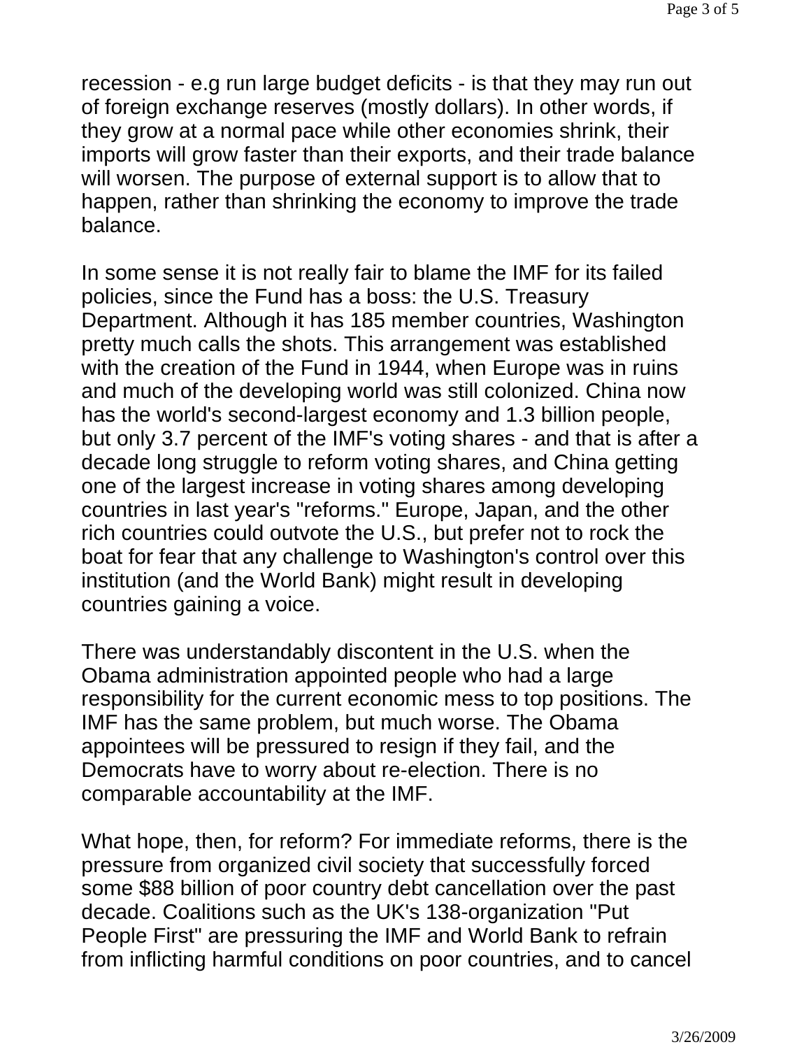recession - e.g run large budget deficits - is that they may run out of foreign exchange reserves (mostly dollars). In other words, if they grow at a normal pace while other economies shrink, their imports will grow faster than their exports, and their trade balance will worsen. The purpose of external support is to allow that to happen, rather than shrinking the economy to improve the trade balance.

In some sense it is not really fair to blame the IMF for its failed policies, since the Fund has a boss: the U.S. Treasury Department. Although it has 185 member countries, Washington pretty much calls the shots. This arrangement was established with the creation of the Fund in 1944, when Europe was in ruins and much of the developing world was still colonized. China now has the world's second-largest economy and 1.3 billion people, but only 3.7 percent of the IMF's voting shares - and that is after a decade long struggle to reform voting shares, and China getting one of the largest increase in voting shares among developing countries in last year's "reforms." Europe, Japan, and the other rich countries could outvote the U.S., but prefer not to rock the boat for fear that any challenge to Washington's control over this institution (and the World Bank) might result in developing countries gaining a voice.

There was understandably discontent in the U.S. when the Obama administration appointed people who had a large responsibility for the current economic mess to top positions. The IMF has the same problem, but much worse. The Obama appointees will be pressured to resign if they fail, and the Democrats have to worry about re-election. There is no comparable accountability at the IMF.

What hope, then, for reform? For immediate reforms, there is the pressure from organized civil society that successfully forced some $88 billion of poor country debt cancellation over the past decade. Coalitions such as the UK's 138-organization "Put People First" are pressuring the IMF and World Bank to refrain from inflicting harmful conditions on poor countries, and to cancel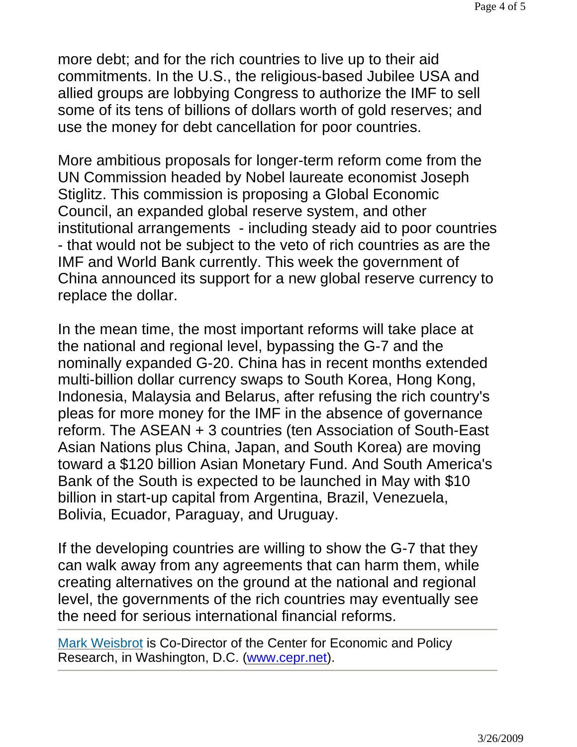more debt; and for the rich countries to live up to their aid commitments. In the U.S., the religious-based Jubilee USA and allied groups are lobbying Congress to authorize the IMF to sell some of its tens of billions of dollars worth of gold reserves; and use the money for debt cancellation for poor countries.

More ambitious proposals for longer-term reform come from the UN Commission headed by Nobel laureate economist Joseph Stiglitz. This commission is proposing a Global Economic Council, an expanded global reserve system, and other institutional arrangements - including steady aid to poor countries - that would not be subject to the veto of rich countries as are the IMF and World Bank currently. This week the government of China announced its support for a new global reserve currency to replace the dollar.

In the mean time, the most important reforms will take place at the national and regional level, bypassing the G-7 and the nominally expanded G-20. China has in recent months extended multi-billion dollar currency swaps to South Korea, Hong Kong, Indonesia, Malaysia and Belarus, after refusing the rich country's pleas for more money for the IMF in the absence of governance reform. The ASEAN + 3 countries (ten Association of South-East Asian Nations plus China, Japan, and South Korea) are moving toward a $120 billion Asian Monetary Fund. And South America's Bank of the South is expected to be launched in May with $10 billion in start-up capital from Argentina, Brazil, Venezuela, Bolivia, Ecuador, Paraguay, and Uruguay.

If the developing countries are willing to show the G-7 that they can walk away from any agreements that can harm them, while creating alternatives on the ground at the national and regional level, the governments of the rich countries may eventually see the need for serious international financial reforms.

---

[Mark Weisbrot](#) is Co-Director of the Center for Economic and Policy Research, in Washington, D.C. ([www.cepr.net](http://www.cepr.net)).

---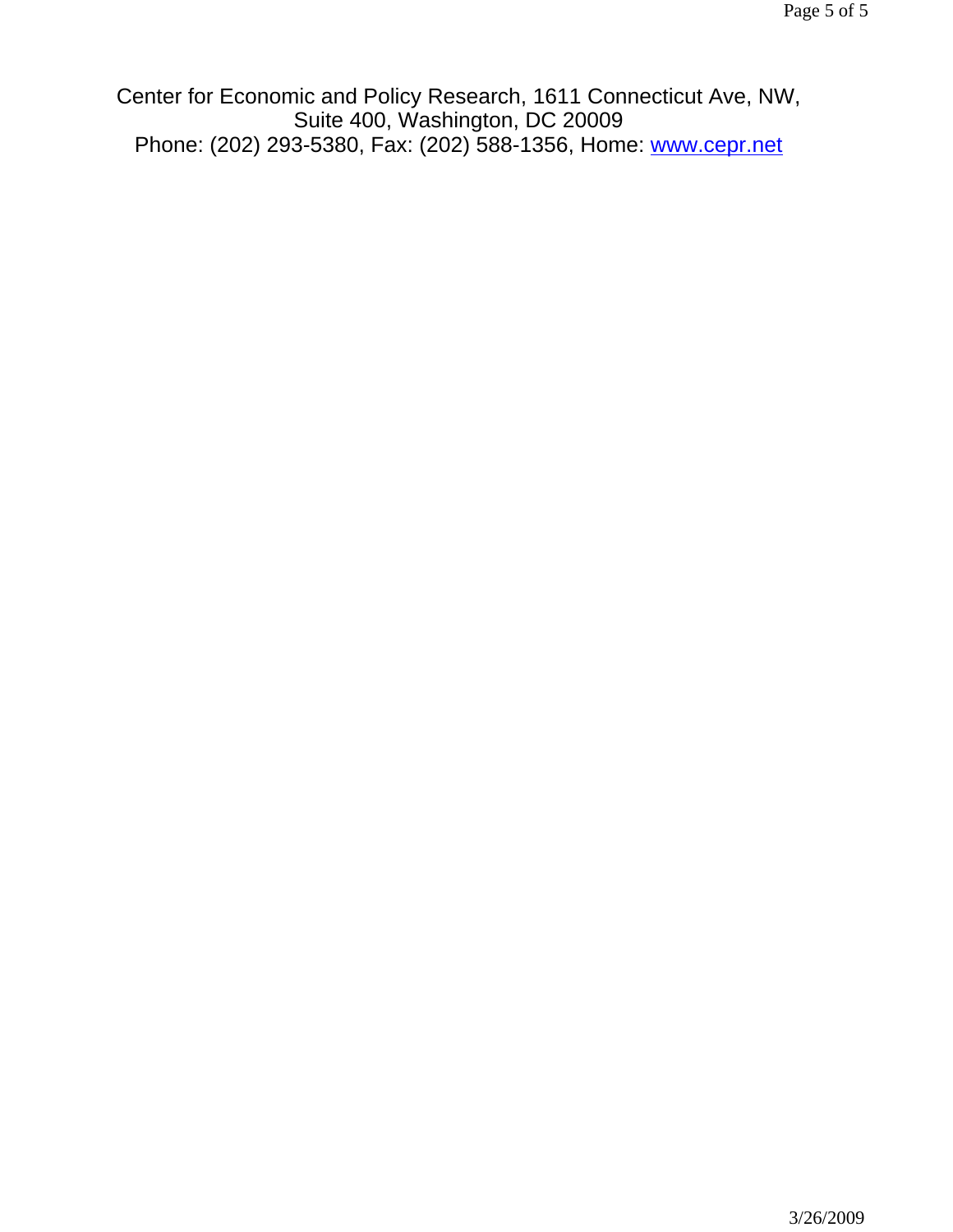Center for Economic and Policy Research, 1611 Connecticut Ave, NW, Suite 400, Washington, DC 20009
Phone: (202) 293-5380, Fax: (202) 588-1356, Home: www.cepr.net